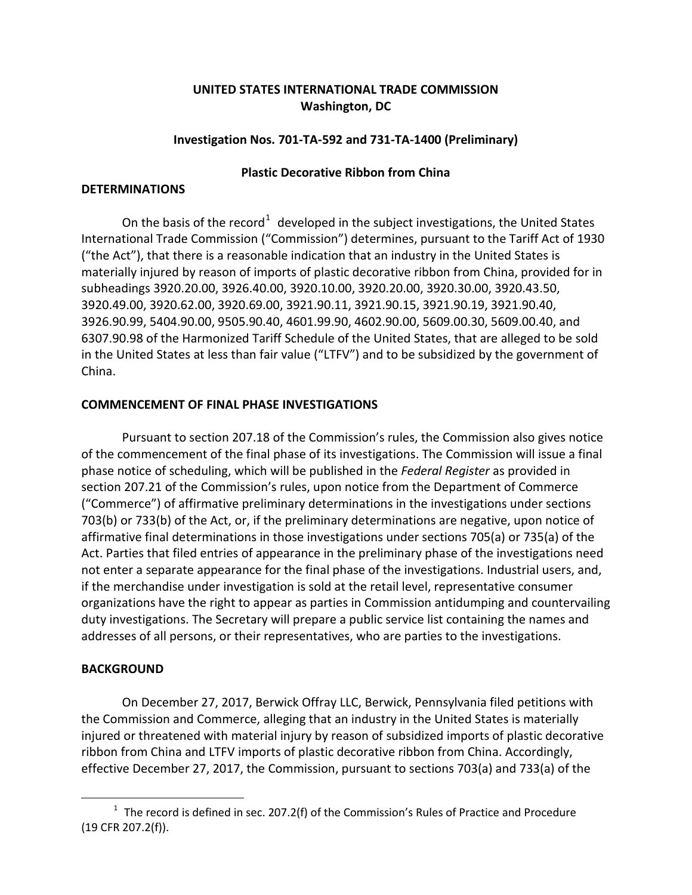**UNITED STATES INTERNATIONAL TRADE COMMISSION**
**Washington, DC**

**Investigation Nos. 701-TA-592 and 731-TA-1400 (Preliminary)**

**Plastic Decorative Ribbon from China**

## DETERMINATIONS

On the basis of the record[1] developed in the subject investigations, the United States International Trade Commission ("Commission") determines, pursuant to the Tariff Act of 1930 ("the Act"), that there is a reasonable indication that an industry in the United States is materially injured by reason of imports of plastic decorative ribbon from China, provided for in subheadings 3920.20.00, 3926.40.00, 3920.10.00, 3920.20.00, 3920.30.00, 3920.43.50, 3920.49.00, 3920.62.00, 3920.69.00, 3921.90.11, 3921.90.15, 3921.90.19, 3921.90.40, 3926.90.99, 5404.90.00, 9505.90.40, 4601.99.90, 4602.90.00, 5609.00.30, 5609.00.40, and 6307.90.98 of the Harmonized Tariff Schedule of the United States, that are alleged to be sold in the United States at less than fair value ("LTFV") and to be subsidized by the government of China.

## COMMENCEMENT OF FINAL PHASE INVESTIGATIONS

Pursuant to section 207.18 of the Commission's rules, the Commission also gives notice of the commencement of the final phase of its investigations. The Commission will issue a final phase notice of scheduling, which will be published in the *Federal Register* as provided in section 207.21 of the Commission's rules, upon notice from the Department of Commerce ("Commerce") of affirmative preliminary determinations in the investigations under sections 703(b) or 733(b) of the Act, or, if the preliminary determinations are negative, upon notice of affirmative final determinations in those investigations under sections 705(a) or 735(a) of the Act. Parties that filed entries of appearance in the preliminary phase of the investigations need not enter a separate appearance for the final phase of the investigations. Industrial users, and, if the merchandise under investigation is sold at the retail level, representative consumer organizations have the right to appear as parties in Commission antidumping and countervailing duty investigations. The Secretary will prepare a public service list containing the names and addresses of all persons, or their representatives, who are parties to the investigations.

## BACKGROUND

On December 27, 2017, Berwick Offray LLC, Berwick, Pennsylvania filed petitions with the Commission and Commerce, alleging that an industry in the United States is materially injured or threatened with material injury by reason of subsidized imports of plastic decorative ribbon from China and LTFV imports of plastic decorative ribbon from China. Accordingly, effective December 27, 2017, the Commission, pursuant to sections 703(a) and 733(a) of the

---

[1] The record is defined in sec. 207.2(f) of the Commission's Rules of Practice and Procedure (19 CFR 207.2(f)).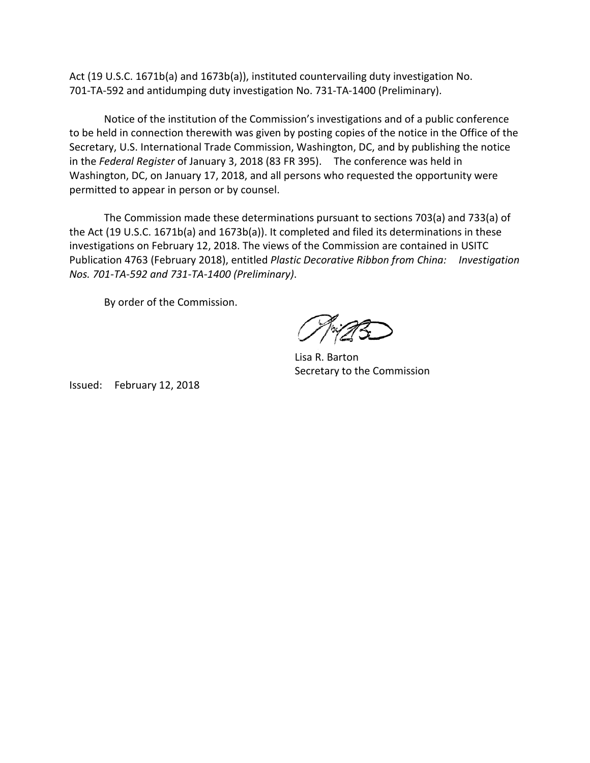Act (19 U.S.C. 1671b(a) and 1673b(a)), instituted countervailing duty investigation No. 701-TA-592 and antidumping duty investigation No. 731-TA-1400 (Preliminary).

Notice of the institution of the Commission's investigations and of a public conference to be held in connection therewith was given by posting copies of the notice in the Office of the Secretary, U.S. International Trade Commission, Washington, DC, and by publishing the notice in the *Federal Register* of January 3, 2018 (83 FR 395). The conference was held in Washington, DC, on January 17, 2018, and all persons who requested the opportunity were permitted to appear in person or by counsel.

The Commission made these determinations pursuant to sections 703(a) and 733(a) of the Act (19 U.S.C. 1671b(a) and 1673b(a)). It completed and filed its determinations in these investigations on February 12, 2018. The views of the Commission are contained in USITC Publication 4763 (February 2018), entitled *Plastic Decorative Ribbon from China: Investigation Nos. 701-TA-592 and 731-TA-1400 (Preliminary)*.

By order of the Commission.

Lisa R. Barton
Secretary to the Commission

Issued: February 12, 2018